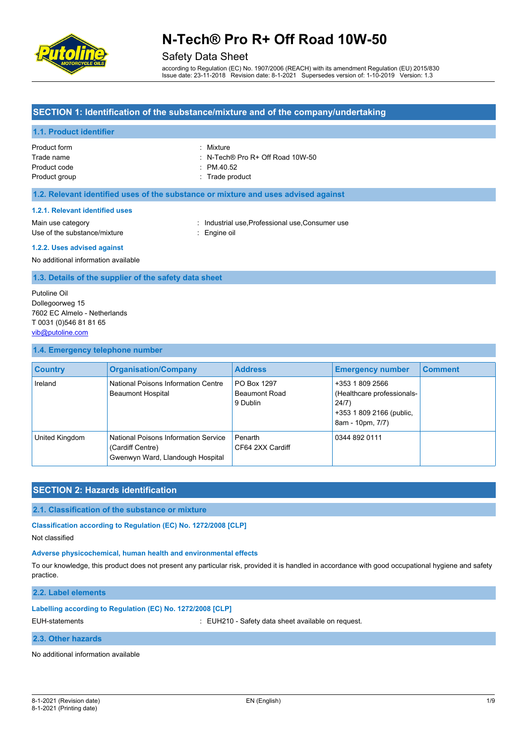# N-Tech® Pro R+ Off Road 10W-50

Safety Data Sheet

according to Regulation (EC) No. 1907/2006 (REACH) with its amendment Regulation (EU) 2015/830
Issue date: 23-11-2018 Revision date: 8-1-2021 Supersedes version of: 1-10-2019 Version: 1.3

## SECTION 1: Identification of the substance/mixture and of the company/undertaking

### 1.1. Product identifier

Product form : Mixture
Trade name : N-Tech® Pro R+ Off Road 10W-50
Product code : PM.40.52
Product group : Trade product

### 1.2. Relevant identified uses of the substance or mixture and uses advised against

#### 1.2.1. Relevant identified uses

Main use category : Industrial use,Professional use,Consumer use
Use of the substance/mixture : Engine oil

#### 1.2.2. Uses advised against

No additional information available

### 1.3. Details of the supplier of the safety data sheet

Putoline Oil
Dollegoorweg 15
7602 EC Almelo - Netherlands
T 0031 (0)546 81 81 65
vib@putoline.com

### 1.4. Emergency telephone number

| Country | Organisation/Company | Address | Emergency number | Comment |
|---|---|---|---|---|
| Ireland | National Poisons Information Centre Beaumont Hospital | PO Box 1297 Beaumont Road 9 Dublin | +353 1 809 2566 (Healthcare professionals-24/7) +353 1 809 2166 (public, 8am - 10pm, 7/7) | |
| United Kingdom | National Poisons Information Service (Cardiff Centre) Gwenwyn Ward, Llandough Hospital | Penarth CF64 2XX Cardiff | 0344 892 0111 | |

## SECTION 2: Hazards identification

### 2.1. Classification of the substance or mixture

#### Classification according to Regulation (EC) No. 1272/2008 [CLP]

Not classified

#### Adverse physicochemical, human health and environmental effects

To our knowledge, this product does not present any particular risk, provided it is handled in accordance with good occupational hygiene and safety practice.

### 2.2. Label elements

#### Labelling according to Regulation (EC) No. 1272/2008 [CLP]

EUH-statements : EUH210 - Safety data sheet available on request.

### 2.3. Other hazards

No additional information available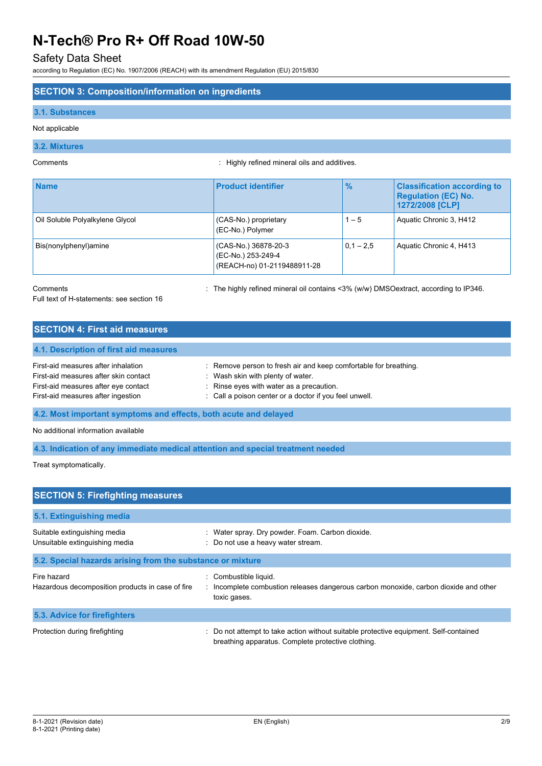## SECTION 3: Composition/information on ingredients

### 3.1. Substances

Not applicable

### 3.2. Mixtures

Comments : Highly refined mineral oils and additives.

| Name | Product identifier | % | Classification according to Regulation (EC) No. 1272/2008 [CLP] |
|---|---|---|---|
| Oil Soluble Polyalkylene Glycol | (CAS-No.) proprietary<br>(EC-No.) Polymer | 1 – 5 | Aquatic Chronic 3, H412 |
| Bis(nonylphenyl)amine | (CAS-No.) 36878-20-3<br>(EC-No.) 253-249-4<br>(REACH-no) 01-2119488911-28 | 0,1 – 2,5 | Aquatic Chronic 4, H413 |

Comments : The highly refined mineral oil contains <3% (w/w) DMSOextract, according to IP346.

Full text of H-statements: see section 16

## SECTION 4: First aid measures

### 4.1. Description of first aid measures

First-aid measures after inhalation : Remove person to fresh air and keep comfortable for breathing.
First-aid measures after skin contact : Wash skin with plenty of water.
First-aid measures after eye contact : Rinse eyes with water as a precaution.
First-aid measures after ingestion : Call a poison center or a doctor if you feel unwell.

### 4.2. Most important symptoms and effects, both acute and delayed

No additional information available

### 4.3. Indication of any immediate medical attention and special treatment needed

Treat symptomatically.

## SECTION 5: Firefighting measures

### 5.1. Extinguishing media

Suitable extinguishing media : Water spray. Dry powder. Foam. Carbon dioxide.
Unsuitable extinguishing media : Do not use a heavy water stream.

### 5.2. Special hazards arising from the substance or mixture

Fire hazard : Combustible liquid.
Hazardous decomposition products in case of fire : Incomplete combustion releases dangerous carbon monoxide, carbon dioxide and other toxic gases.

### 5.3. Advice for firefighters

Protection during firefighting : Do not attempt to take action without suitable protective equipment. Self-contained breathing apparatus. Complete protective clothing.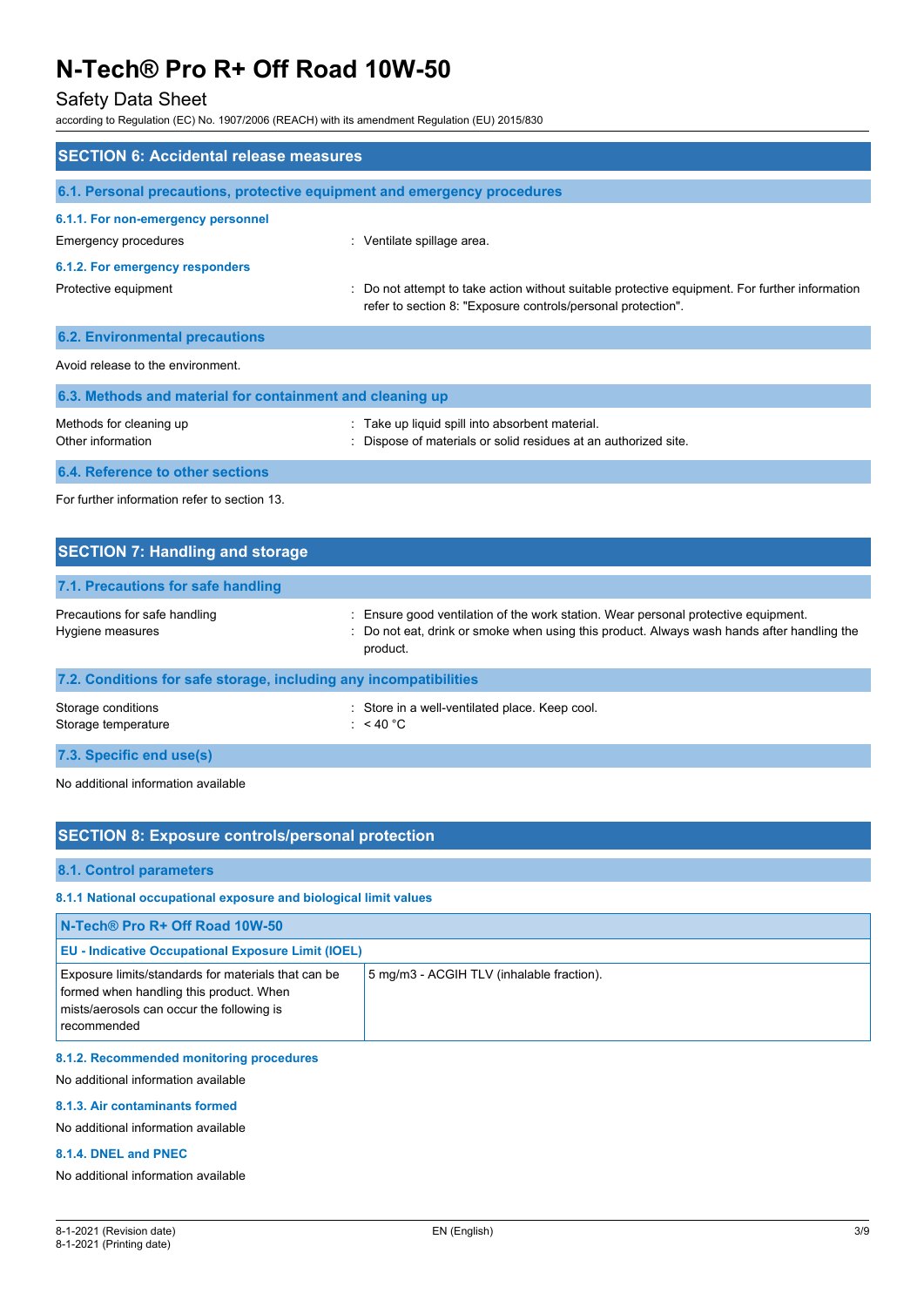## SECTION 6: Accidental release measures

### 6.1. Personal precautions, protective equipment and emergency procedures

#### 6.1.1. For non-emergency personnel

Emergency procedures : Ventilate spillage area.

#### 6.1.2. For emergency responders

Protective equipment : Do not attempt to take action without suitable protective equipment. For further information refer to section 8: "Exposure controls/personal protection".

### 6.2. Environmental precautions

Avoid release to the environment.

### 6.3. Methods and material for containment and cleaning up

Methods for cleaning up : Take up liquid spill into absorbent material.

Other information : Dispose of materials or solid residues at an authorized site.

### 6.4. Reference to other sections

For further information refer to section 13.

## SECTION 7: Handling and storage

### 7.1. Precautions for safe handling

Precautions for safe handling : Ensure good ventilation of the work station. Wear personal protective equipment.

Hygiene measures : Do not eat, drink or smoke when using this product. Always wash hands after handling the product.

### 7.2. Conditions for safe storage, including any incompatibilities

Storage conditions : Store in a well-ventilated place. Keep cool.

Storage temperature : < 40 °C

### 7.3. Specific end use(s)

No additional information available

## SECTION 8: Exposure controls/personal protection

### 8.1. Control parameters

#### 8.1.1 National occupational exposure and biological limit values

| N-Tech® Pro R+ Off Road 10W-50 | |
|---|---|
| **EU - Indicative Occupational Exposure Limit (IOEL)** | |
| Exposure limits/standards for materials that can be formed when handling this product. When mists/aerosols can occur the following is recommended | 5 mg/m3 - ACGIH TLV (inhalable fraction). |

#### 8.1.2. Recommended monitoring procedures

No additional information available

#### 8.1.3. Air contaminants formed

No additional information available

#### 8.1.4. DNEL and PNEC

No additional information available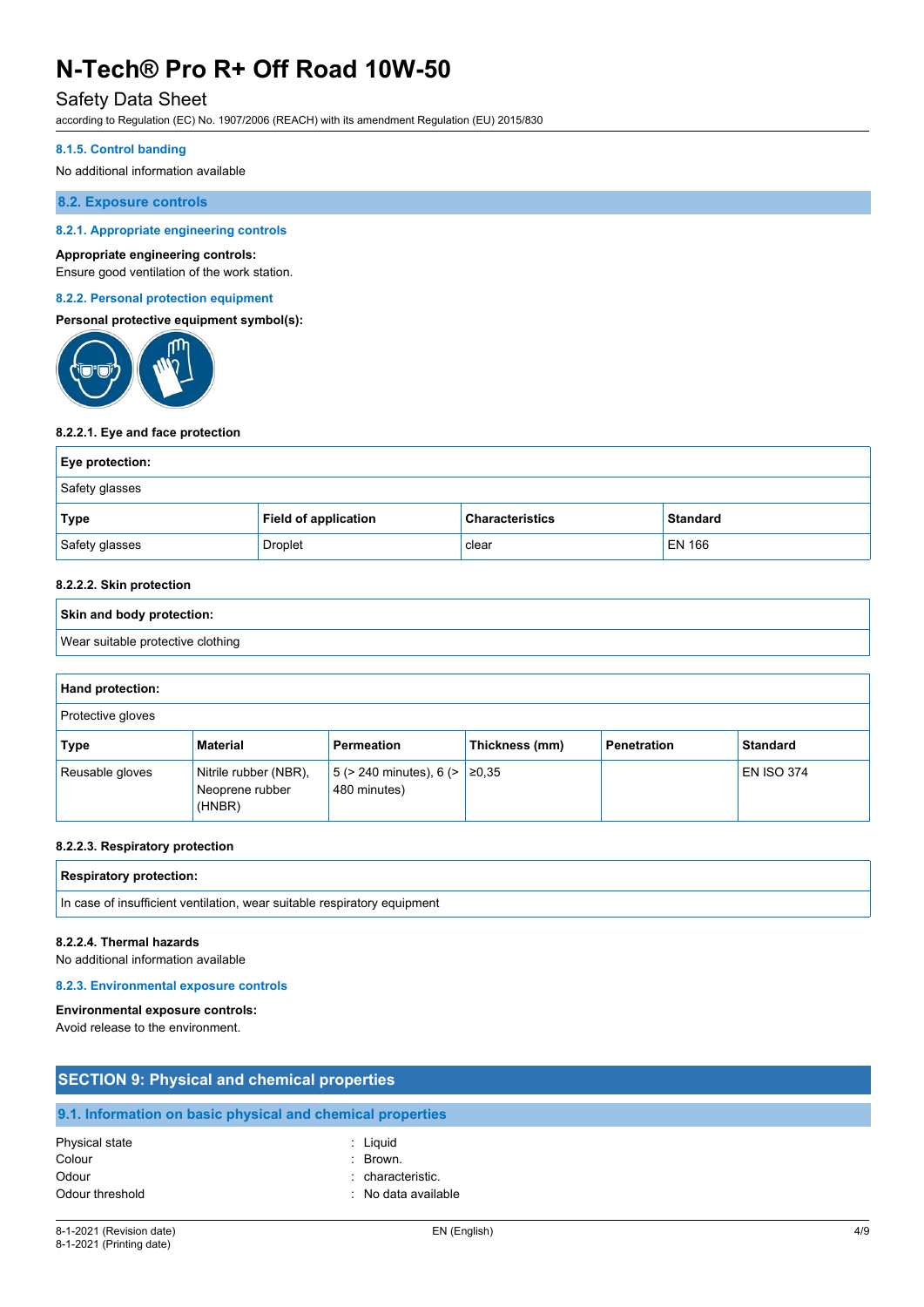#### 8.1.5. Control banding

No additional information available

### 8.2. Exposure controls

#### 8.2.1. Appropriate engineering controls

**Appropriate engineering controls:**
Ensure good ventilation of the work station.

#### 8.2.2. Personal protection equipment

**Personal protective equipment symbol(s):**

**8.2.2.1. Eye and face protection**

| Eye protection: | | | |
|---|---|---|---|
| Safety glasses | | | |
| **Type** | **Field of application** | **Characteristics** | **Standard** |
| Safety glasses | Droplet | clear | EN 166 |

**8.2.2.2. Skin protection**

| Skin and body protection: |
|---|
| Wear suitable protective clothing |

| Hand protection: | | | | | |
|---|---|---|---|---|---|
| Protective gloves | | | | | |
| **Type** | **Material** | **Permeation** | **Thickness (mm)** | **Penetration** | **Standard** |
| Reusable gloves | Nitrile rubber (NBR), Neoprene rubber (HNBR) | 5 (> 240 minutes), 6 (> 480 minutes) | ≥0,35 | | EN ISO 374 |

**8.2.2.3. Respiratory protection**

| Respiratory protection: |
|---|
| In case of insufficient ventilation, wear suitable respiratory equipment |

**8.2.2.4. Thermal hazards**
No additional information available

#### 8.2.3. Environmental exposure controls

**Environmental exposure controls:**
Avoid release to the environment.

## SECTION 9: Physical and chemical properties

### 9.1. Information on basic physical and chemical properties

| | |
|---|---|
| Physical state | : Liquid |
| Colour | : Brown. |
| Odour | : characteristic. |
| Odour threshold | : No data available |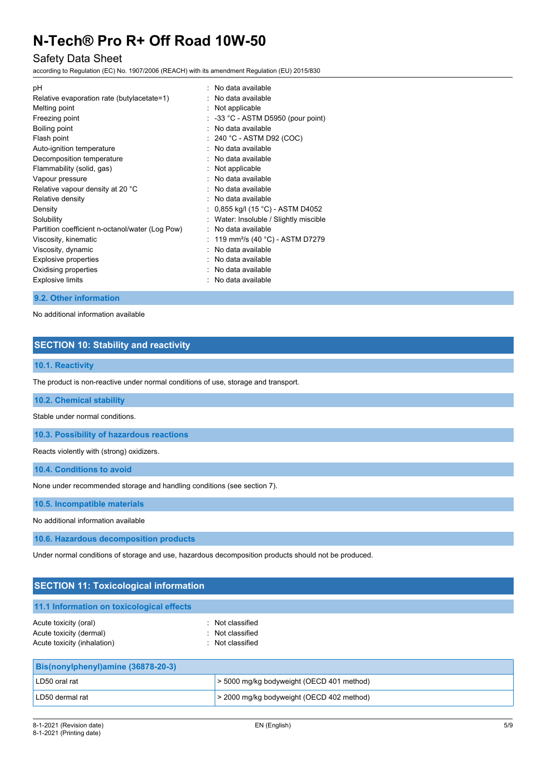| | |
|---|---|
| pH | : No data available |
| Relative evaporation rate (butylacetate=1) | : No data available |
| Melting point | : Not applicable |
| Freezing point | : -33 °C - ASTM D5950 (pour point) |
| Boiling point | : No data available |
| Flash point | : 240 °C - ASTM D92 (COC) |
| Auto-ignition temperature | : No data available |
| Decomposition temperature | : No data available |
| Flammability (solid, gas) | : Not applicable |
| Vapour pressure | : No data available |
| Relative vapour density at 20 °C | : No data available |
| Relative density | : No data available |
| Density | : 0,855 kg/l (15 °C) - ASTM D4052 |
| Solubility | : Water: Insoluble / Slightly miscible |
| Partition coefficient n-octanol/water (Log Pow) | : No data available |
| Viscosity, kinematic | : 119 mm²/s (40 °C) - ASTM D7279 |
| Viscosity, dynamic | : No data available |
| Explosive properties | : No data available |
| Oxidising properties | : No data available |
| Explosive limits | : No data available |

### 9.2. Other information

No additional information available

## SECTION 10: Stability and reactivity

### 10.1. Reactivity

The product is non-reactive under normal conditions of use, storage and transport.

### 10.2. Chemical stability

Stable under normal conditions.

### 10.3. Possibility of hazardous reactions

Reacts violently with (strong) oxidizers.

### 10.4. Conditions to avoid

None under recommended storage and handling conditions (see section 7).

### 10.5. Incompatible materials

No additional information available

### 10.6. Hazardous decomposition products

Under normal conditions of storage and use, hazardous decomposition products should not be produced.

## SECTION 11: Toxicological information

### 11.1 Information on toxicological effects

| | |
|---|---|
| Acute toxicity (oral) | : Not classified |
| Acute toxicity (dermal) | : Not classified |
| Acute toxicity (inhalation) | : Not classified |

| Bis(nonylphenyl)amine (36878-20-3) | |
|---|---|
| LD50 oral rat | > 5000 mg/kg bodyweight (OECD 401 method) |
| LD50 dermal rat | > 2000 mg/kg bodyweight (OECD 402 method) |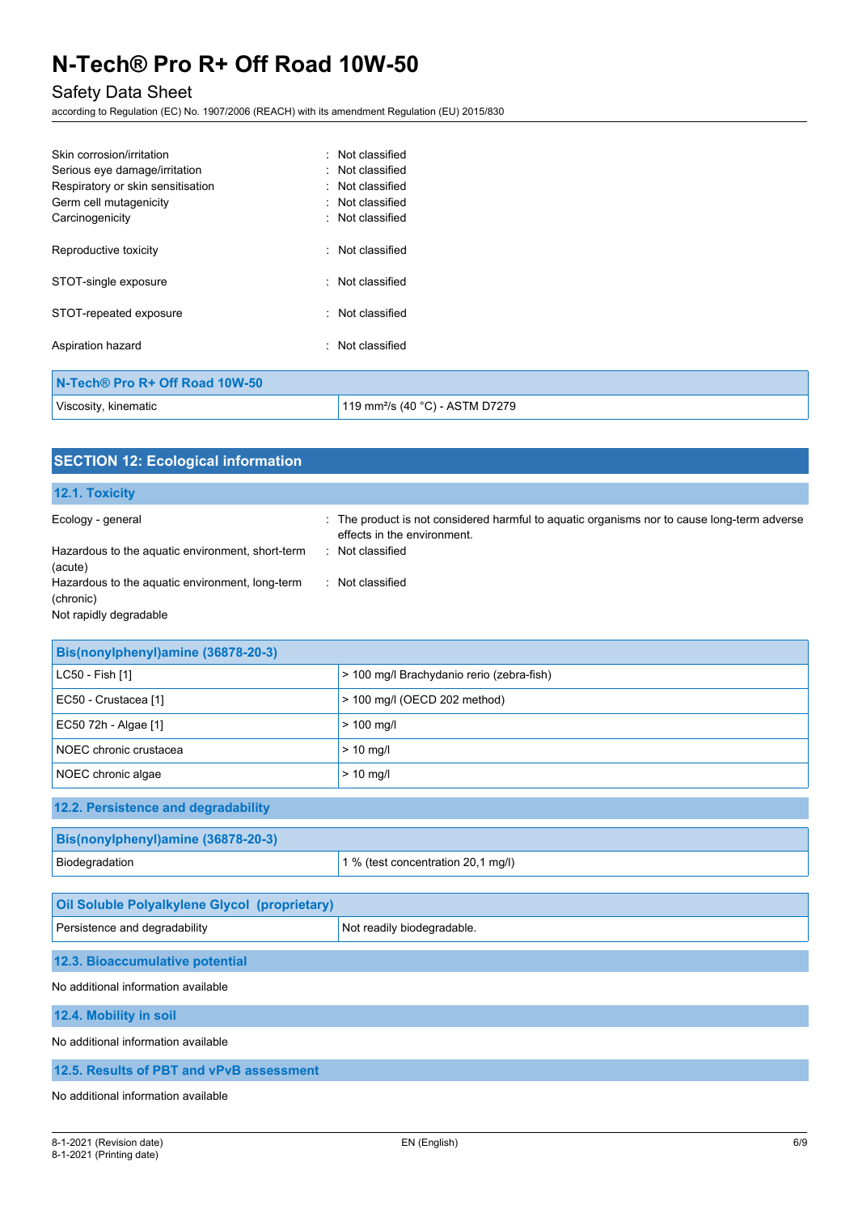Skin corrosion/irritation : Not classified
Serious eye damage/irritation : Not classified
Respiratory or skin sensitisation : Not classified
Germ cell mutagenicity : Not classified
Carcinogenicity : Not classified

Reproductive toxicity : Not classified

STOT-single exposure : Not classified

STOT-repeated exposure : Not classified

Aspiration hazard : Not classified

| N-Tech® Pro R+ Off Road 10W-50 | |
|---|---|
| Viscosity, kinematic | 119 $mm^2/s$ (40 °C) - ASTM D7279 |

## SECTION 12: Ecological information

### 12.1. Toxicity

Ecology - general : The product is not considered harmful to aquatic organisms nor to cause long-term adverse effects in the environment.

Hazardous to the aquatic environment, short-term (acute) : Not classified

Hazardous to the aquatic environment, long-term (chronic) : Not classified

Not rapidly degradable

| Bis(nonylphenyl)amine (36878-20-3) | |
|---|---|
| LC50 - Fish [1] | > 100 mg/l Brachydanio rerio (zebra-fish) |
| EC50 - Crustacea [1] | > 100 mg/l (OECD 202 method) |
| EC50 72h - Algae [1] | > 100 mg/l |
| NOEC chronic crustacea | > 10 mg/l |
| NOEC chronic algae | > 10 mg/l |

### 12.2. Persistence and degradability

| Bis(nonylphenyl)amine (36878-20-3) | |
|---|---|
| Biodegradation | 1 % (test concentration 20,1 mg/l) |

| Oil Soluble Polyalkylene Glycol (proprietary) | |
|---|---|
| Persistence and degradability | Not readily biodegradable. |

### 12.3. Bioaccumulative potential

No additional information available

### 12.4. Mobility in soil

No additional information available

### 12.5. Results of PBT and vPvB assessment

No additional information available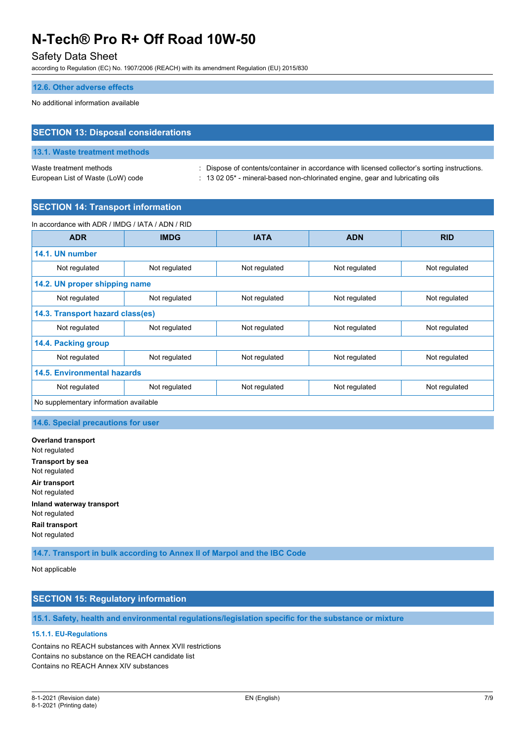### 12.6. Other adverse effects

No additional information available

## SECTION 13: Disposal considerations

### 13.1. Waste treatment methods

Waste treatment methods : Dispose of contents/container in accordance with licensed collector's sorting instructions.
European List of Waste (LoW) code : 13 02 05* - mineral-based non-chlorinated engine, gear and lubricating oils

## SECTION 14: Transport information

In accordance with ADR / IMDG / IATA / ADN / RID

| ADR | IMDG | IATA | ADN | RID |
|---|---|---|---|---|
| **14.1. UN number** | | | | |
| Not regulated | Not regulated | Not regulated | Not regulated | Not regulated |
| **14.2. UN proper shipping name** | | | | |
| Not regulated | Not regulated | Not regulated | Not regulated | Not regulated |
| **14.3. Transport hazard class(es)** | | | | |
| Not regulated | Not regulated | Not regulated | Not regulated | Not regulated |
| **14.4. Packing group** | | | | |
| Not regulated | Not regulated | Not regulated | Not regulated | Not regulated |
| **14.5. Environmental hazards** | | | | |
| Not regulated | Not regulated | Not regulated | Not regulated | Not regulated |
| No supplementary information available | | | | |

### 14.6. Special precautions for user

**Overland transport**
Not regulated

**Transport by sea**
Not regulated

**Air transport**
Not regulated

**Inland waterway transport**
Not regulated

**Rail transport**
Not regulated

### 14.7. Transport in bulk according to Annex II of Marpol and the IBC Code

Not applicable

## SECTION 15: Regulatory information

### 15.1. Safety, health and environmental regulations/legislation specific for the substance or mixture

#### 15.1.1. EU-Regulations

Contains no REACH substances with Annex XVII restrictions
Contains no substance on the REACH candidate list
Contains no REACH Annex XIV substances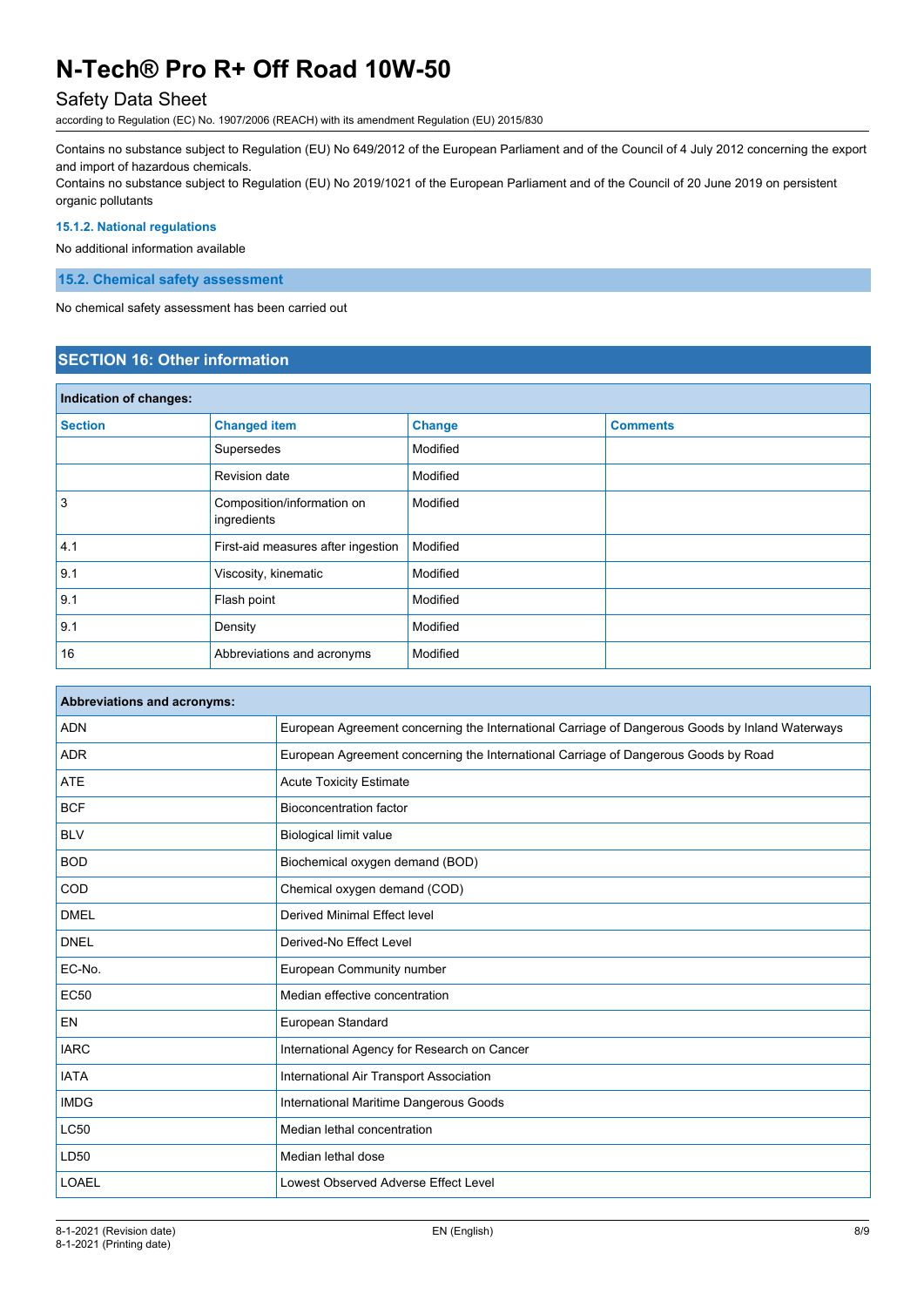Contains no substance subject to Regulation (EU) No 649/2012 of the European Parliament and of the Council of 4 July 2012 concerning the export and import of hazardous chemicals.
Contains no substance subject to Regulation (EU) No 2019/1021 of the European Parliament and of the Council of 20 June 2019 on persistent organic pollutants

#### 15.1.2. National regulations

No additional information available

### 15.2. Chemical safety assessment

No chemical safety assessment has been carried out

## SECTION 16: Other information

**Indication of changes:**

| Section | Changed item | Change | Comments |
|---|---|---|---|
| | Supersedes | Modified | |
| | Revision date | Modified | |
| 3 | Composition/information on ingredients | Modified | |
| 4.1 | First-aid measures after ingestion | Modified | |
| 9.1 | Viscosity, kinematic | Modified | |
| 9.1 | Flash point | Modified | |
| 9.1 | Density | Modified | |
| 16 | Abbreviations and acronyms | Modified | |

**Abbreviations and acronyms:**

| | |
|---|---|
| ADN | European Agreement concerning the International Carriage of Dangerous Goods by Inland Waterways |
| ADR | European Agreement concerning the International Carriage of Dangerous Goods by Road |
| ATE | Acute Toxicity Estimate |
| BCF | Bioconcentration factor |
| BLV | Biological limit value |
| BOD | Biochemical oxygen demand (BOD) |
| COD | Chemical oxygen demand (COD) |
| DMEL | Derived Minimal Effect level |
| DNEL | Derived-No Effect Level |
| EC-No. | European Community number |
| EC50 | Median effective concentration |
| EN | European Standard |
| IARC | International Agency for Research on Cancer |
| IATA | International Air Transport Association |
| IMDG | International Maritime Dangerous Goods |
| LC50 | Median lethal concentration |
| LD50 | Median lethal dose |
| LOAEL | Lowest Observed Adverse Effect Level |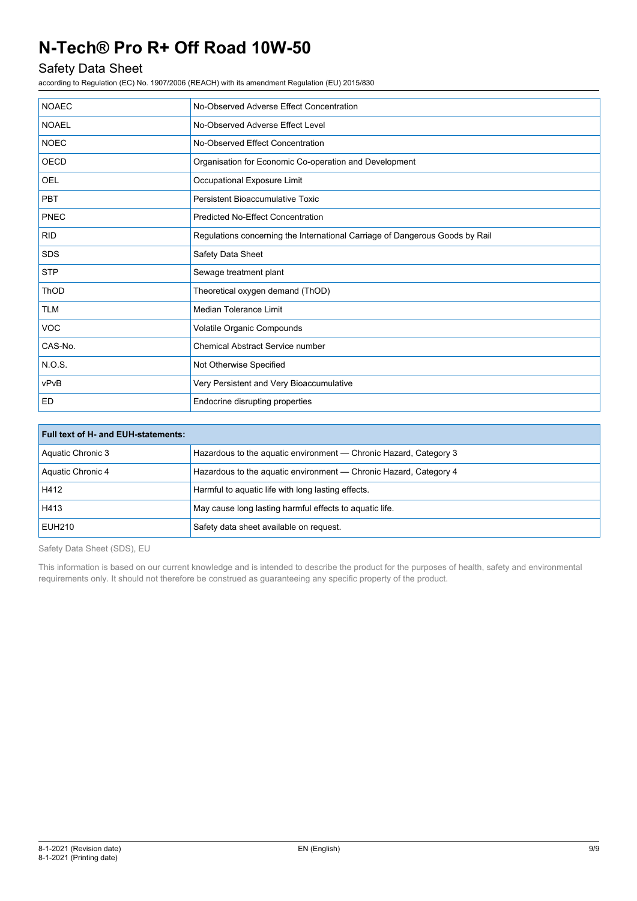| | |
|---|---|
| NOAEC | No-Observed Adverse Effect Concentration |
| NOAEL | No-Observed Adverse Effect Level |
| NOEC | No-Observed Effect Concentration |
| OECD | Organisation for Economic Co-operation and Development |
| OEL | Occupational Exposure Limit |
| PBT | Persistent Bioaccumulative Toxic |
| PNEC | Predicted No-Effect Concentration |
| RID | Regulations concerning the International Carriage of Dangerous Goods by Rail |
| SDS | Safety Data Sheet |
| STP | Sewage treatment plant |
| ThOD | Theoretical oxygen demand (ThOD) |
| TLM | Median Tolerance Limit |
| VOC | Volatile Organic Compounds |
| CAS-No. | Chemical Abstract Service number |
| N.O.S. | Not Otherwise Specified |
| vPvB | Very Persistent and Very Bioaccumulative |
| ED | Endocrine disrupting properties |

| **Full text of H- and EUH-statements:** | |
|---|---|
| Aquatic Chronic 3 | Hazardous to the aquatic environment — Chronic Hazard, Category 3 |
| Aquatic Chronic 4 | Hazardous to the aquatic environment — Chronic Hazard, Category 4 |
| H412 | Harmful to aquatic life with long lasting effects. |
| H413 | May cause long lasting harmful effects to aquatic life. |
| EUH210 | Safety data sheet available on request. |

Safety Data Sheet (SDS), EU

This information is based on our current knowledge and is intended to describe the product for the purposes of health, safety and environmental requirements only. It should not therefore be construed as guaranteeing any specific property of the product.